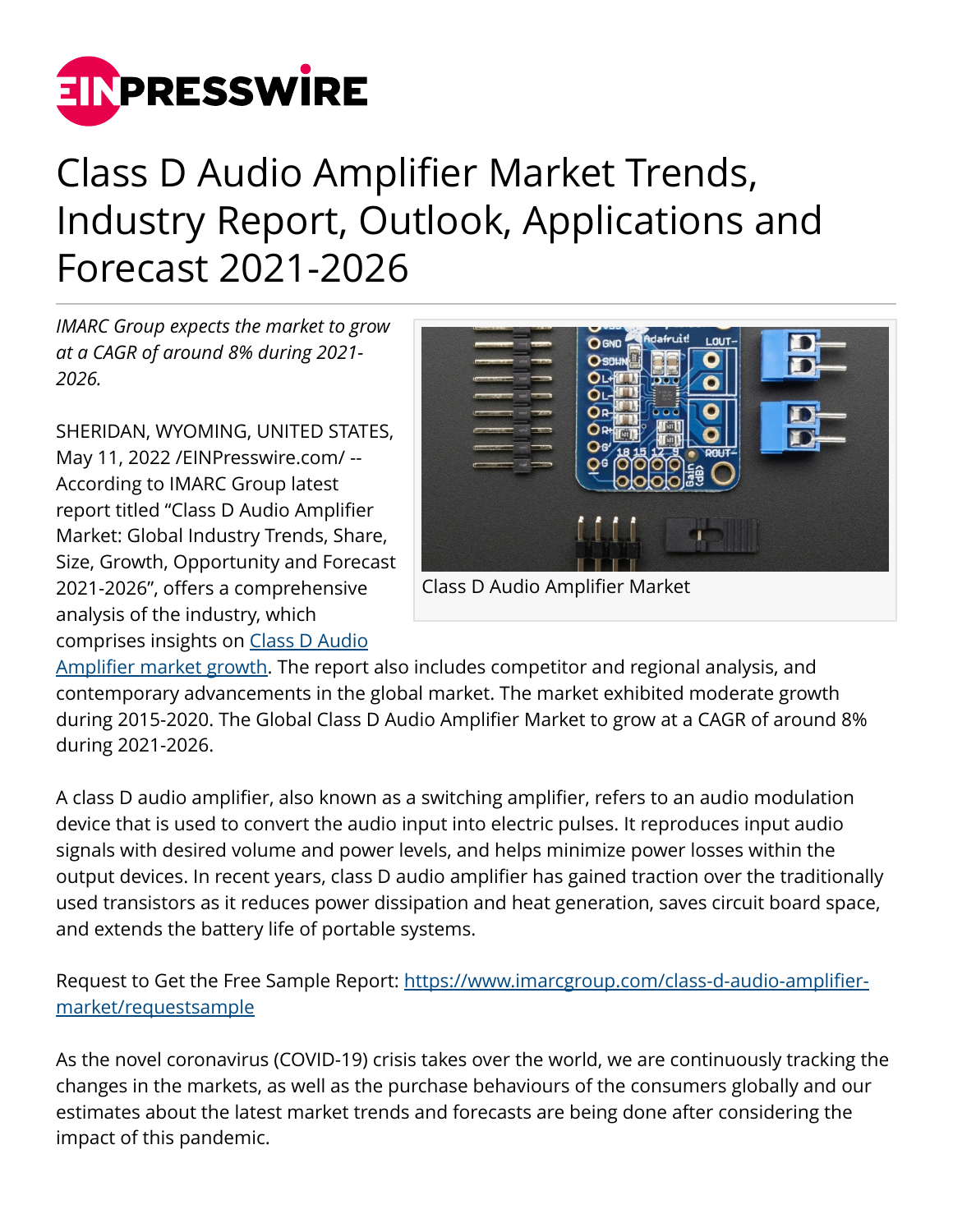# Class D Audio Amplifier Market Trends, Industry Report, Outlook, Applications and Forecast 2021-2026

*IMARC Group expects the market to grow at a CAGR of around 8% during 2021-2026.*

Class D Audio Amplifier Market

SHERIDAN, WYOMING, UNITED STATES, May 11, 2022 /EINPresswire.com/ -- According to IMARC Group latest report titled "Class D Audio Amplifier Market: Global Industry Trends, Share, Size, Growth, Opportunity and Forecast 2021-2026", offers a comprehensive analysis of the industry, which comprises insights on Class D Audio Amplifier market growth. The report also includes competitor and regional analysis, and contemporary advancements in the global market. The market exhibited moderate growth during 2015-2020. The Global Class D Audio Amplifier Market to grow at a CAGR of around 8% during 2021-2026.

A class D audio amplifier, also known as a switching amplifier, refers to an audio modulation device that is used to convert the audio input into electric pulses. It reproduces input audio signals with desired volume and power levels, and helps minimize power losses within the output devices. In recent years, class D audio amplifier has gained traction over the traditionally used transistors as it reduces power dissipation and heat generation, saves circuit board space, and extends the battery life of portable systems.

Request to Get the Free Sample Report: https://www.imarcgroup.com/class-d-audio-amplifier-market/requestsample

As the novel coronavirus (COVID-19) crisis takes over the world, we are continuously tracking the changes in the markets, as well as the purchase behaviours of the consumers globally and our estimates about the latest market trends and forecasts are being done after considering the impact of this pandemic.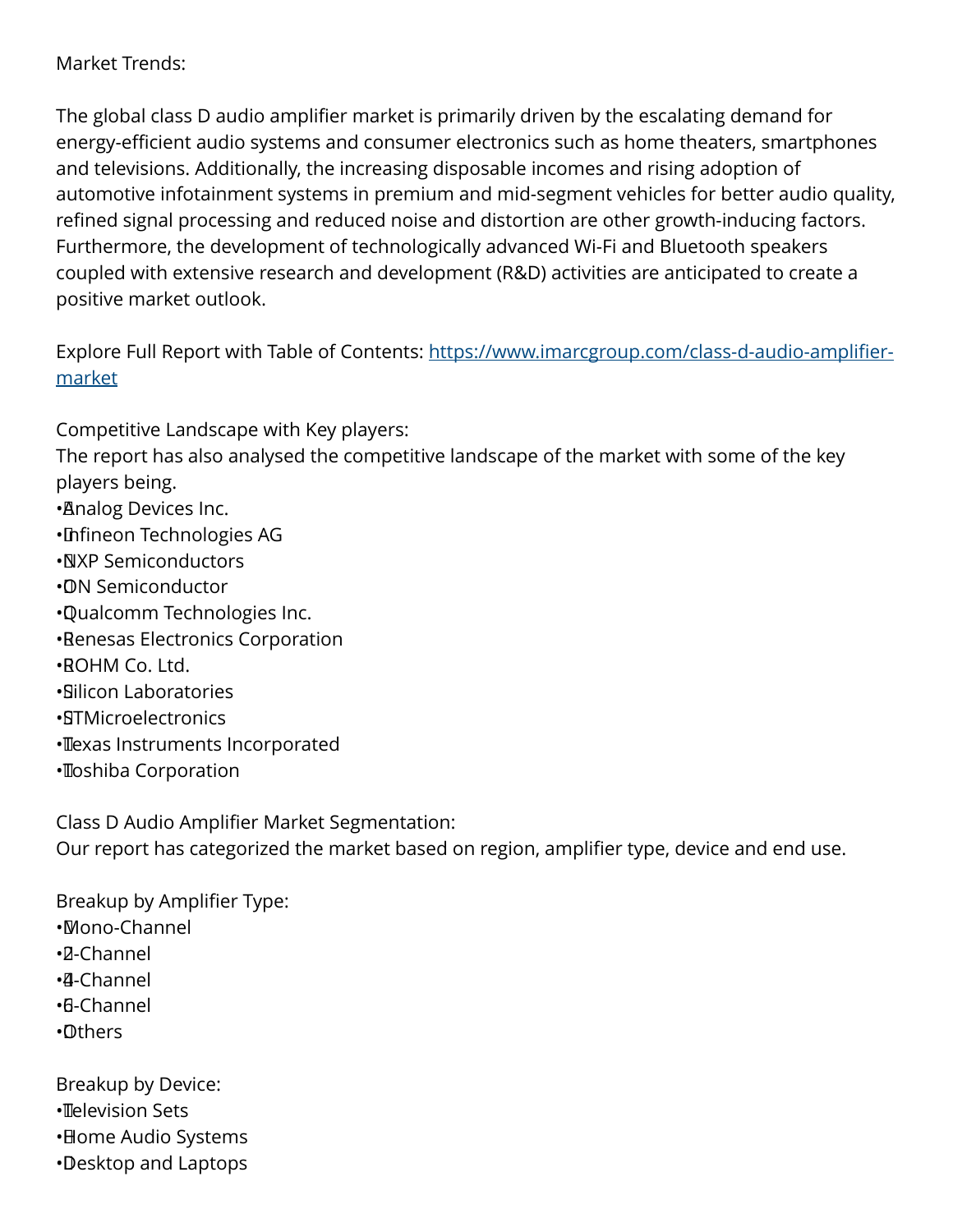Market Trends:

The global class D audio amplifier market is primarily driven by the escalating demand for energy-efficient audio systems and consumer electronics such as home theaters, smartphones and televisions. Additionally, the increasing disposable incomes and rising adoption of automotive infotainment systems in premium and mid-segment vehicles for better audio quality, refined signal processing and reduced noise and distortion are other growth-inducing factors. Furthermore, the development of technologically advanced Wi-Fi and Bluetooth speakers coupled with extensive research and development (R&D) activities are anticipated to create a positive market outlook.

Explore Full Report with Table of Contents: [https://www.imarcgroup.com/class-d-audio-amplifier-market](https://www.imarcgroup.com/class-d-audio-amplifier-market)

Competitive Landscape with Key players:
The report has also analysed the competitive landscape of the market with some of the key players being.

- Analog Devices Inc.
- Infineon Technologies AG
- NXP Semiconductors
- ON Semiconductor
- Qualcomm Technologies Inc.
- Renesas Electronics Corporation
- ROHM Co. Ltd.
- Silicon Laboratories
- STMicroelectronics
- Texas Instruments Incorporated
- Toshiba Corporation

Class D Audio Amplifier Market Segmentation:
Our report has categorized the market based on region, amplifier type, device and end use.

Breakup by Amplifier Type:

- Mono-Channel
- 2-Channel
- 4-Channel
- 6-Channel
- Others

Breakup by Device:

- Television Sets
- Home Audio Systems
- Desktop and Laptops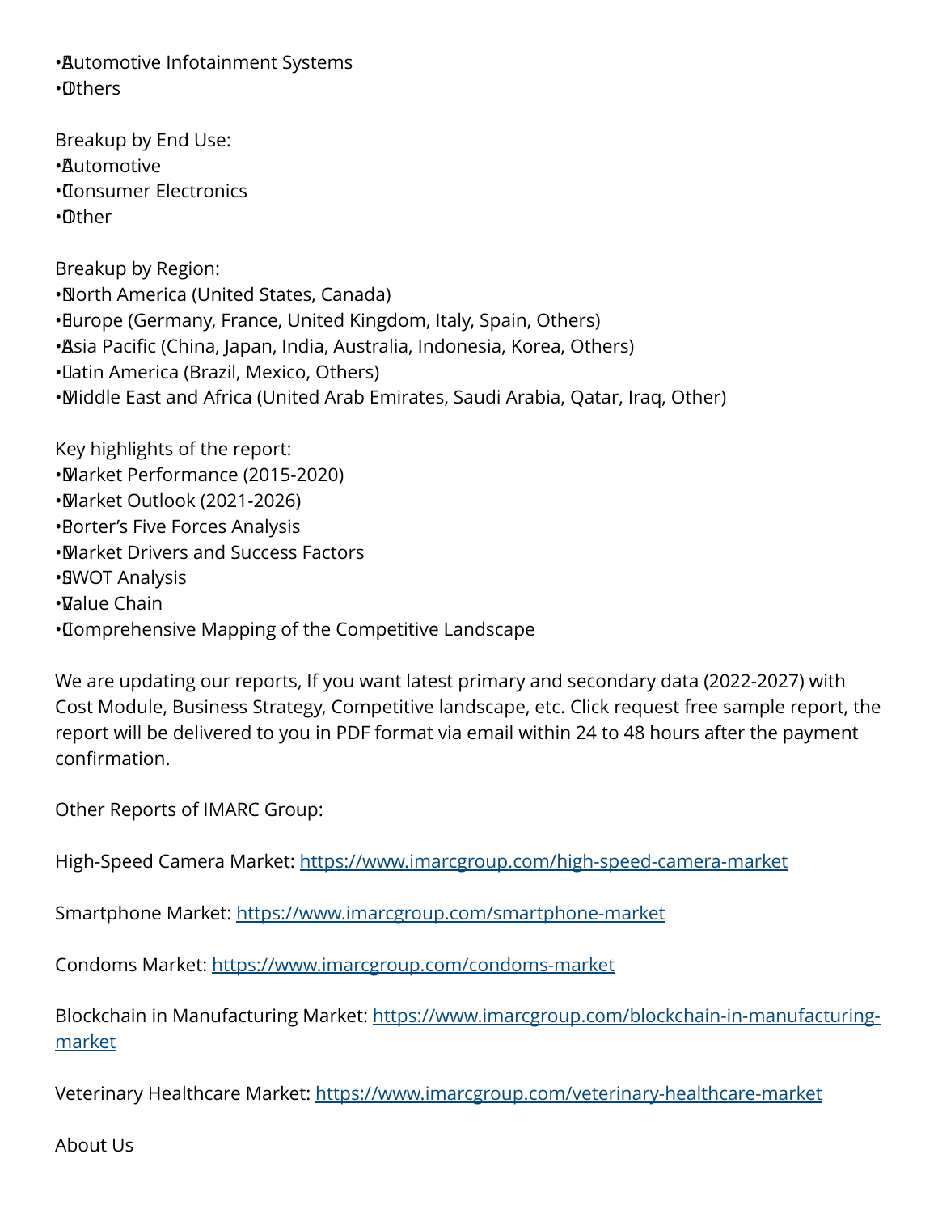- Automotive Infotainment Systems
- Others

Breakup by End Use:
- Automotive
- Consumer Electronics
- Other

Breakup by Region:
- North America (United States, Canada)
- Europe (Germany, France, United Kingdom, Italy, Spain, Others)
- Asia Pacific (China, Japan, India, Australia, Indonesia, Korea, Others)
- Latin America (Brazil, Mexico, Others)
- Middle East and Africa (United Arab Emirates, Saudi Arabia, Qatar, Iraq, Other)

Key highlights of the report:
- Market Performance (2015-2020)
- Market Outlook (2021-2026)
- Porter's Five Forces Analysis
- Market Drivers and Success Factors
- SWOT Analysis
- Value Chain
- Comprehensive Mapping of the Competitive Landscape

We are updating our reports, If you want latest primary and secondary data (2022-2027) with Cost Module, Business Strategy, Competitive landscape, etc. Click request free sample report, the report will be delivered to you in PDF format via email within 24 to 48 hours after the payment confirmation.

Other Reports of IMARC Group:

High-Speed Camera Market: https://www.imarcgroup.com/high-speed-camera-market

Smartphone Market: https://www.imarcgroup.com/smartphone-market

Condoms Market: https://www.imarcgroup.com/condoms-market

Blockchain in Manufacturing Market: https://www.imarcgroup.com/blockchain-in-manufacturing-market

Veterinary Healthcare Market: https://www.imarcgroup.com/veterinary-healthcare-market

About Us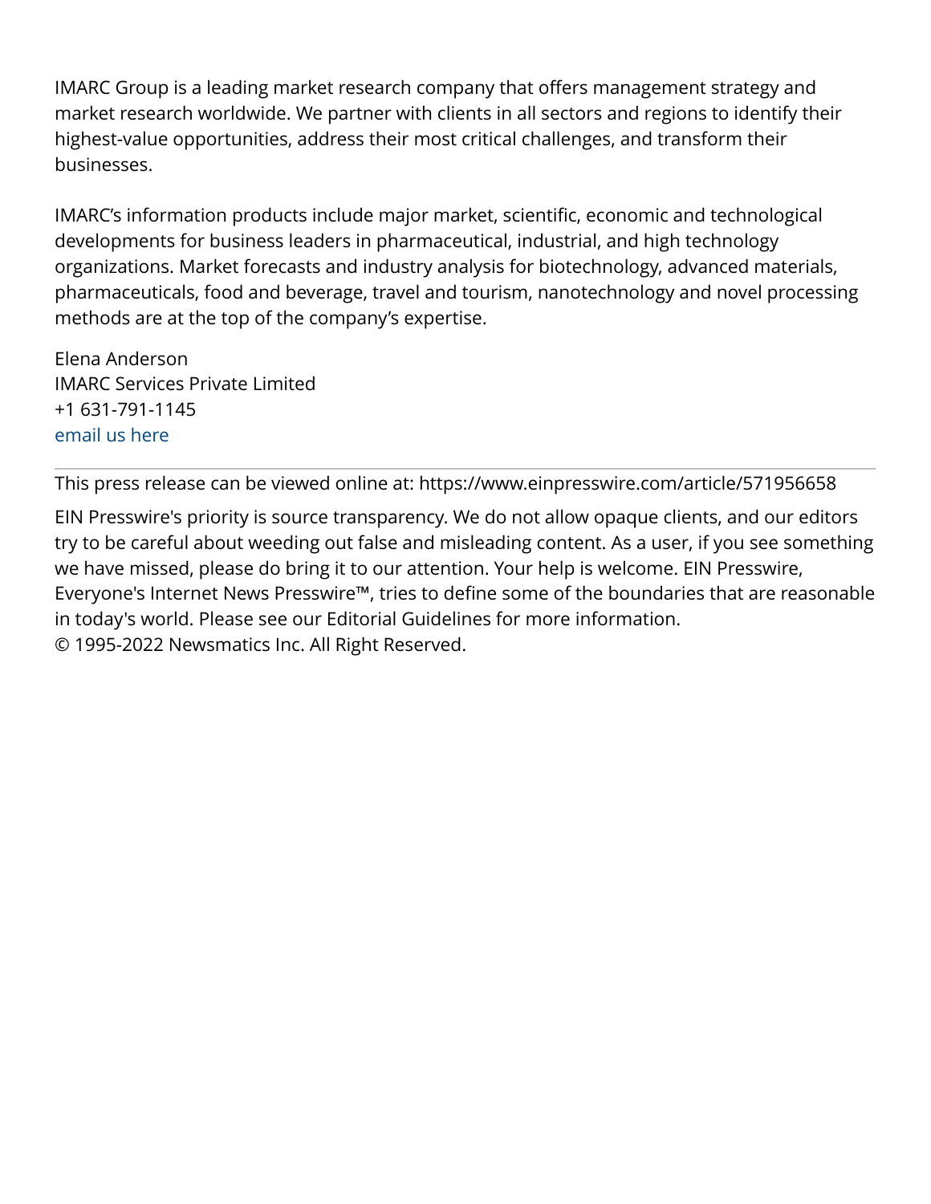IMARC Group is a leading market research company that offers management strategy and market research worldwide. We partner with clients in all sectors and regions to identify their highest-value opportunities, address their most critical challenges, and transform their businesses.

IMARC's information products include major market, scientific, economic and technological developments for business leaders in pharmaceutical, industrial, and high technology organizations. Market forecasts and industry analysis for biotechnology, advanced materials, pharmaceuticals, food and beverage, travel and tourism, nanotechnology and novel processing methods are at the top of the company's expertise.

Elena Anderson  
IMARC Services Private Limited  
+1 631-791-1145  
email us here

---

This press release can be viewed online at: https://www.einpresswire.com/article/571956658

EIN Presswire's priority is source transparency. We do not allow opaque clients, and our editors try to be careful about weeding out false and misleading content. As a user, if you see something we have missed, please do bring it to our attention. Your help is welcome. EIN Presswire, Everyone's Internet News Presswire™, tries to define some of the boundaries that are reasonable in today's world. Please see our Editorial Guidelines for more information.  
© 1995-2022 Newsmatics Inc. All Right Reserved.